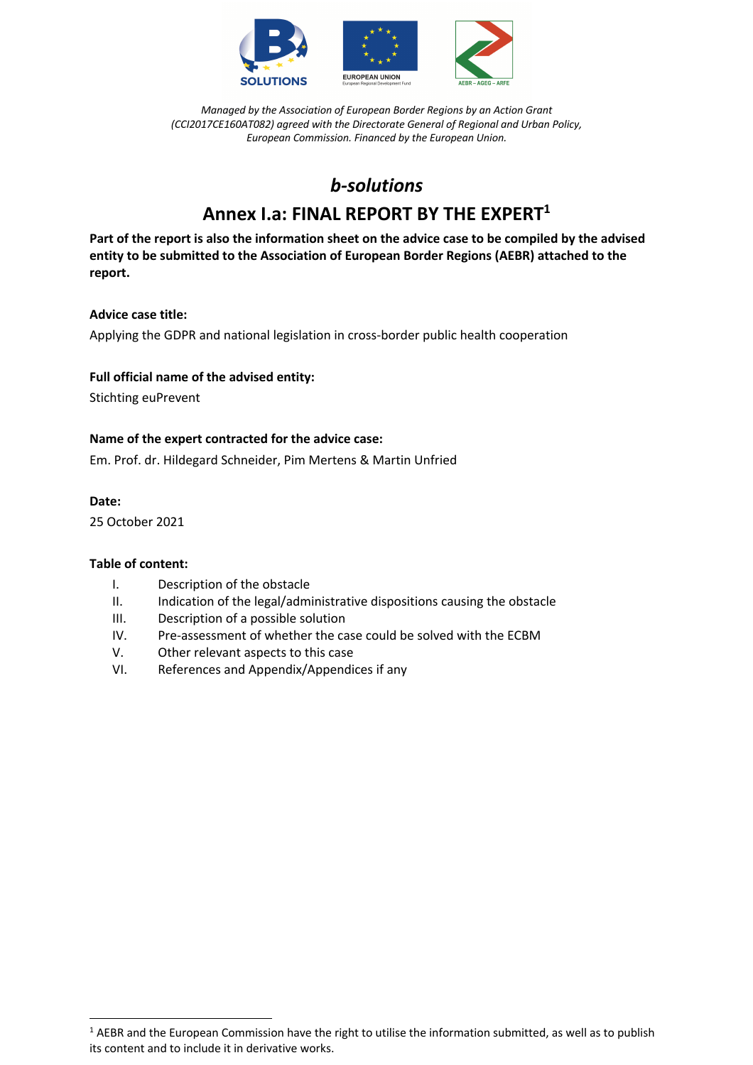*Managed by the Association of European Border Regions by an Action Grant (CCI2017CE160AT082) agreed with the Directorate General of Regional and Urban Policy, European Commission. Financed by the European Union.*

# *b-solutions*

## Annex I.a: FINAL REPORT BY THE EXPERT[1]

**Part of the report is also the information sheet on the advice case to be compiled by the advised entity to be submitted to the Association of European Border Regions (AEBR) attached to the report.**

**Advice case title:**

Applying the GDPR and national legislation in cross-border public health cooperation

**Full official name of the advised entity:**

Stichting euPrevent

**Name of the expert contracted for the advice case:**

Em. Prof. dr. Hildegard Schneider, Pim Mertens & Martin Unfried

**Date:**

25 October 2021

**Table of content:**

I. Description of the obstacle
II. Indication of the legal/administrative dispositions causing the obstacle
III. Description of a possible solution
IV. Pre-assessment of whether the case could be solved with the ECBM
V. Other relevant aspects to this case
VI. References and Appendix/Appendices if any

---

[1] AEBR and the European Commission have the right to utilise the information submitted, as well as to publish its content and to include it in derivative works.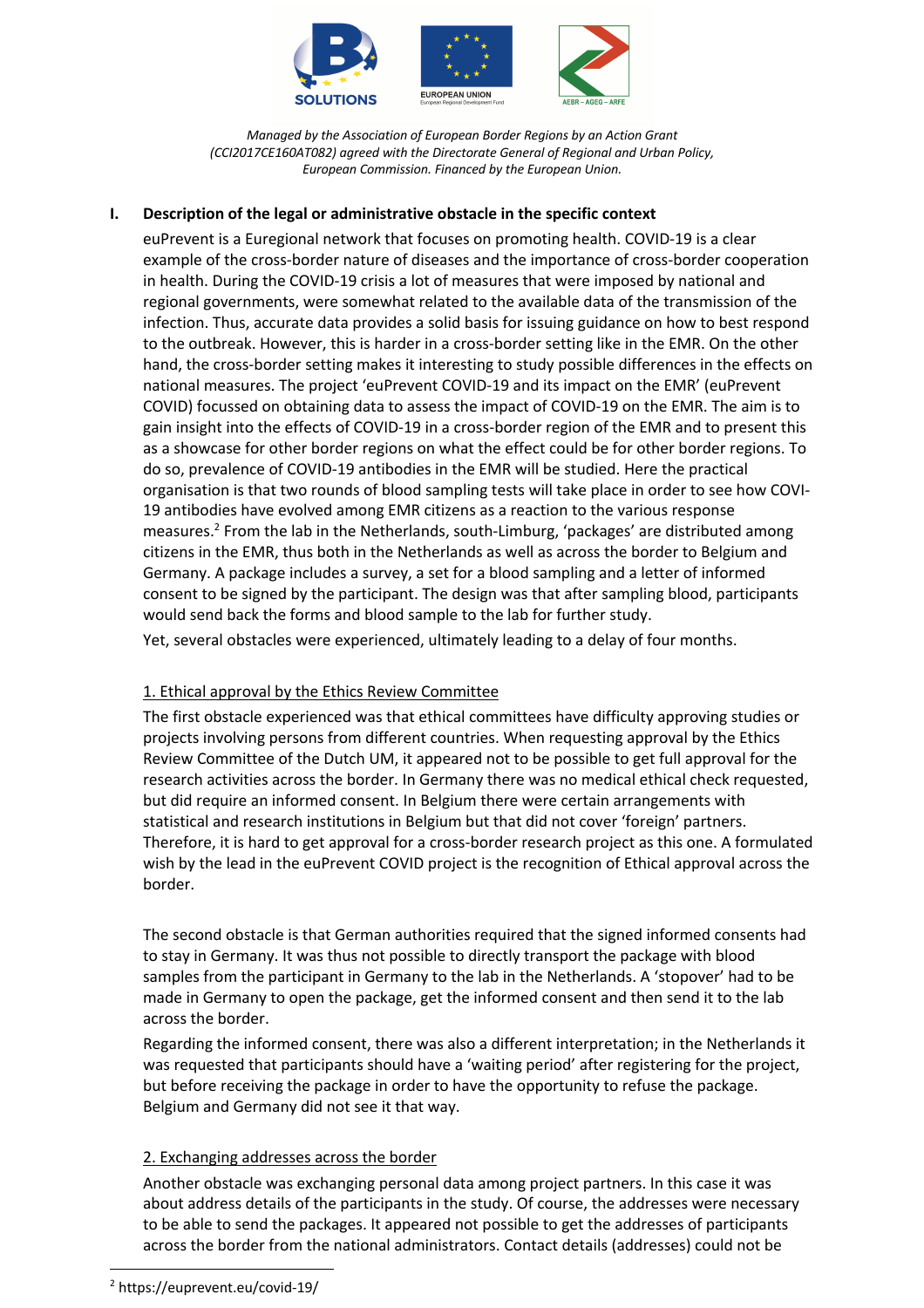*Managed by the Association of European Border Regions by an Action Grant (CCI2017CE160AT082) agreed with the Directorate General of Regional and Urban Policy, European Commission. Financed by the European Union.*

## I. Description of the legal or administrative obstacle in the specific context

euPrevent is a Euregional network that focuses on promoting health. COVID-19 is a clear example of the cross-border nature of diseases and the importance of cross-border cooperation in health. During the COVID-19 crisis a lot of measures that were imposed by national and regional governments, were somewhat related to the available data of the transmission of the infection. Thus, accurate data provides a solid basis for issuing guidance on how to best respond to the outbreak. However, this is harder in a cross-border setting like in the EMR. On the other hand, the cross-border setting makes it interesting to study possible differences in the effects on national measures. The project 'euPrevent COVID-19 and its impact on the EMR' (euPrevent COVID) focussed on obtaining data to assess the impact of COVID-19 on the EMR. The aim is to gain insight into the effects of COVID-19 in a cross-border region of the EMR and to present this as a showcase for other border regions on what the effect could be for other border regions. To do so, prevalence of COVID-19 antibodies in the EMR will be studied. Here the practical organisation is that two rounds of blood sampling tests will take place in order to see how COVI-19 antibodies have evolved among EMR citizens as a reaction to the various response measures.[2] From the lab in the Netherlands, south-Limburg, 'packages' are distributed among citizens in the EMR, thus both in the Netherlands as well as across the border to Belgium and Germany. A package includes a survey, a set for a blood sampling and a letter of informed consent to be signed by the participant. The design was that after sampling blood, participants would send back the forms and blood sample to the lab for further study.

Yet, several obstacles were experienced, ultimately leading to a delay of four months.

### 1. Ethical approval by the Ethics Review Committee

The first obstacle experienced was that ethical committees have difficulty approving studies or projects involving persons from different countries. When requesting approval by the Ethics Review Committee of the Dutch UM, it appeared not to be possible to get full approval for the research activities across the border. In Germany there was no medical ethical check requested, but did require an informed consent. In Belgium there were certain arrangements with statistical and research institutions in Belgium but that did not cover 'foreign' partners. Therefore, it is hard to get approval for a cross-border research project as this one. A formulated wish by the lead in the euPrevent COVID project is the recognition of Ethical approval across the border.

The second obstacle is that German authorities required that the signed informed consents had to stay in Germany. It was thus not possible to directly transport the package with blood samples from the participant in Germany to the lab in the Netherlands. A 'stopover' had to be made in Germany to open the package, get the informed consent and then send it to the lab across the border.

Regarding the informed consent, there was also a different interpretation; in the Netherlands it was requested that participants should have a 'waiting period' after registering for the project, but before receiving the package in order to have the opportunity to refuse the package. Belgium and Germany did not see it that way.

### 2. Exchanging addresses across the border

Another obstacle was exchanging personal data among project partners. In this case it was about address details of the participants in the study. Of course, the addresses were necessary to be able to send the packages. It appeared not possible to get the addresses of participants across the border from the national administrators. Contact details (addresses) could not be

---

[2] https://euprevent.eu/covid-19/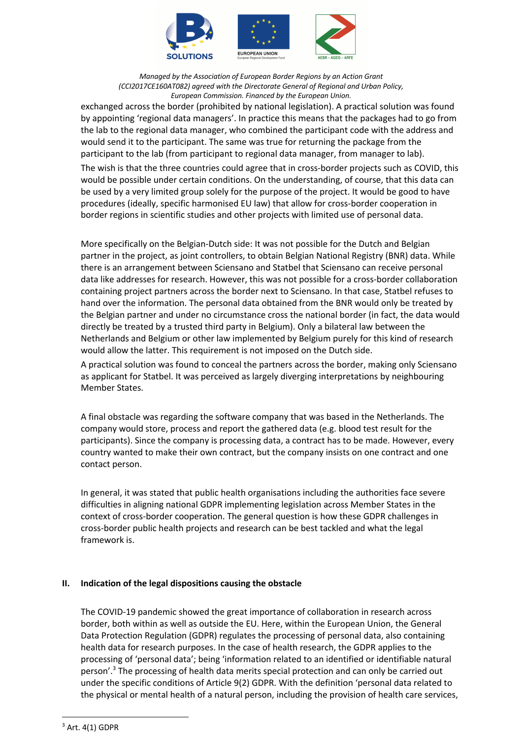exchanged across the border (prohibited by national legislation). A practical solution was found by appointing 'regional data managers'. In practice this means that the packages had to go from the lab to the regional data manager, who combined the participant code with the address and would send it to the participant. The same was true for returning the package from the participant to the lab (from participant to regional data manager, from manager to lab).

The wish is that the three countries could agree that in cross-border projects such as COVID, this would be possible under certain conditions. On the understanding, of course, that this data can be used by a very limited group solely for the purpose of the project. It would be good to have procedures (ideally, specific harmonised EU law) that allow for cross-border cooperation in border regions in scientific studies and other projects with limited use of personal data.

More specifically on the Belgian-Dutch side: It was not possible for the Dutch and Belgian partner in the project, as joint controllers, to obtain Belgian National Registry (BNR) data. While there is an arrangement between Sciensano and Statbel that Sciensano can receive personal data like addresses for research. However, this was not possible for a cross-border collaboration containing project partners across the border next to Sciensano. In that case, Statbel refuses to hand over the information. The personal data obtained from the BNR would only be treated by the Belgian partner and under no circumstance cross the national border (in fact, the data would directly be treated by a trusted third party in Belgium). Only a bilateral law between the Netherlands and Belgium or other law implemented by Belgium purely for this kind of research would allow the latter. This requirement is not imposed on the Dutch side.

A practical solution was found to conceal the partners across the border, making only Sciensano as applicant for Statbel. It was perceived as largely diverging interpretations by neighbouring Member States.

A final obstacle was regarding the software company that was based in the Netherlands. The company would store, process and report the gathered data (e.g. blood test result for the participants). Since the company is processing data, a contract has to be made. However, every country wanted to make their own contract, but the company insists on one contract and one contact person.

In general, it was stated that public health organisations including the authorities face severe difficulties in aligning national GDPR implementing legislation across Member States in the context of cross-border cooperation. The general question is how these GDPR challenges in cross-border public health projects and research can be best tackled and what the legal framework is.

## II. Indication of the legal dispositions causing the obstacle

The COVID-19 pandemic showed the great importance of collaboration in research across border, both within as well as outside the EU. Here, within the European Union, the General Data Protection Regulation (GDPR) regulates the processing of personal data, also containing health data for research purposes. In the case of health research, the GDPR applies to the processing of 'personal data'; being 'information related to an identified or identifiable natural person'.[3] The processing of health data merits special protection and can only be carried out under the specific conditions of Article 9(2) GDPR. With the definition 'personal data related to the physical or mental health of a natural person, including the provision of health care services,

[3] Art. 4(1) GDPR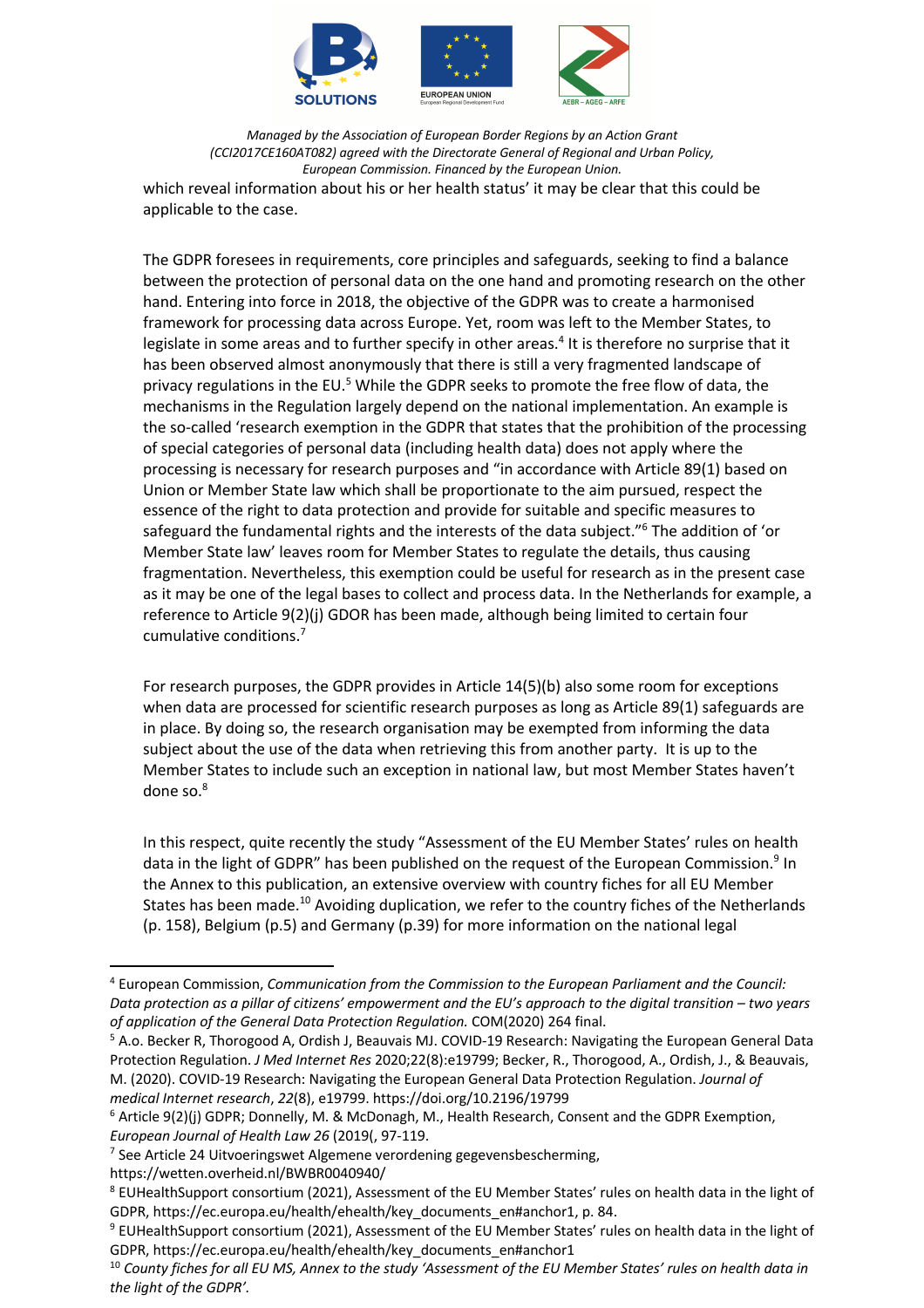which reveal information about his or her health status' it may be clear that this could be applicable to the case.

The GDPR foresees in requirements, core principles and safeguards, seeking to find a balance between the protection of personal data on the one hand and promoting research on the other hand. Entering into force in 2018, the objective of the GDPR was to create a harmonised framework for processing data across Europe. Yet, room was left to the Member States, to legislate in some areas and to further specify in other areas.[4] It is therefore no surprise that it has been observed almost anonymously that there is still a very fragmented landscape of privacy regulations in the EU.[5] While the GDPR seeks to promote the free flow of data, the mechanisms in the Regulation largely depend on the national implementation. An example is the so-called 'research exemption in the GDPR that states that the prohibition of the processing of special categories of personal data (including health data) does not apply where the processing is necessary for research purposes and "in accordance with Article 89(1) based on Union or Member State law which shall be proportionate to the aim pursued, respect the essence of the right to data protection and provide for suitable and specific measures to safeguard the fundamental rights and the interests of the data subject."[6] The addition of 'or Member State law' leaves room for Member States to regulate the details, thus causing fragmentation. Nevertheless, this exemption could be useful for research as in the present case as it may be one of the legal bases to collect and process data. In the Netherlands for example, a reference to Article 9(2)(j) GDOR has been made, although being limited to certain four cumulative conditions.[7]

For research purposes, the GDPR provides in Article 14(5)(b) also some room for exceptions when data are processed for scientific research purposes as long as Article 89(1) safeguards are in place. By doing so, the research organisation may be exempted from informing the data subject about the use of the data when retrieving this from another party. It is up to the Member States to include such an exception in national law, but most Member States haven't done so.[8]

In this respect, quite recently the study "Assessment of the EU Member States' rules on health data in the light of GDPR" has been published on the request of the European Commission.[9] In the Annex to this publication, an extensive overview with country fiches for all EU Member States has been made.[10] Avoiding duplication, we refer to the country fiches of the Netherlands (p. 158), Belgium (p.5) and Germany (p.39) for more information on the national legal

---

[4] European Commission, *Communication from the Commission to the European Parliament and the Council: Data protection as a pillar of citizens' empowerment and the EU's approach to the digital transition – two years of application of the General Data Protection Regulation.* COM(2020) 264 final.

[5] A.o. Becker R, Thorogood A, Ordish J, Beauvais MJ. COVID-19 Research: Navigating the European General Data Protection Regulation. *J Med Internet Res* 2020;22(8):e19799; Becker, R., Thorogood, A., Ordish, J., & Beauvais, M. (2020). COVID-19 Research: Navigating the European General Data Protection Regulation. *Journal of medical Internet research*, *22*(8), e19799. https://doi.org/10.2196/19799

[6] Article 9(2)(j) GDPR; Donnelly, M. & McDonagh, M., Health Research, Consent and the GDPR Exemption, *European Journal of Health Law 26* (2019(, 97-119.

[7] See Article 24 Uitvoeringswet Algemene verordening gegevensbescherming, https://wetten.overheid.nl/BWBR0040940/

[8] EUHealthSupport consortium (2021), Assessment of the EU Member States' rules on health data in the light of GDPR, https://ec.europa.eu/health/ehealth/key_documents_en#anchor1, p. 84.

[9] EUHealthSupport consortium (2021), Assessment of the EU Member States' rules on health data in the light of GDPR, https://ec.europa.eu/health/ehealth/key_documents_en#anchor1

[10] *County fiches for all EU MS, Annex to the study 'Assessment of the EU Member States' rules on health data in the light of the GDPR'.*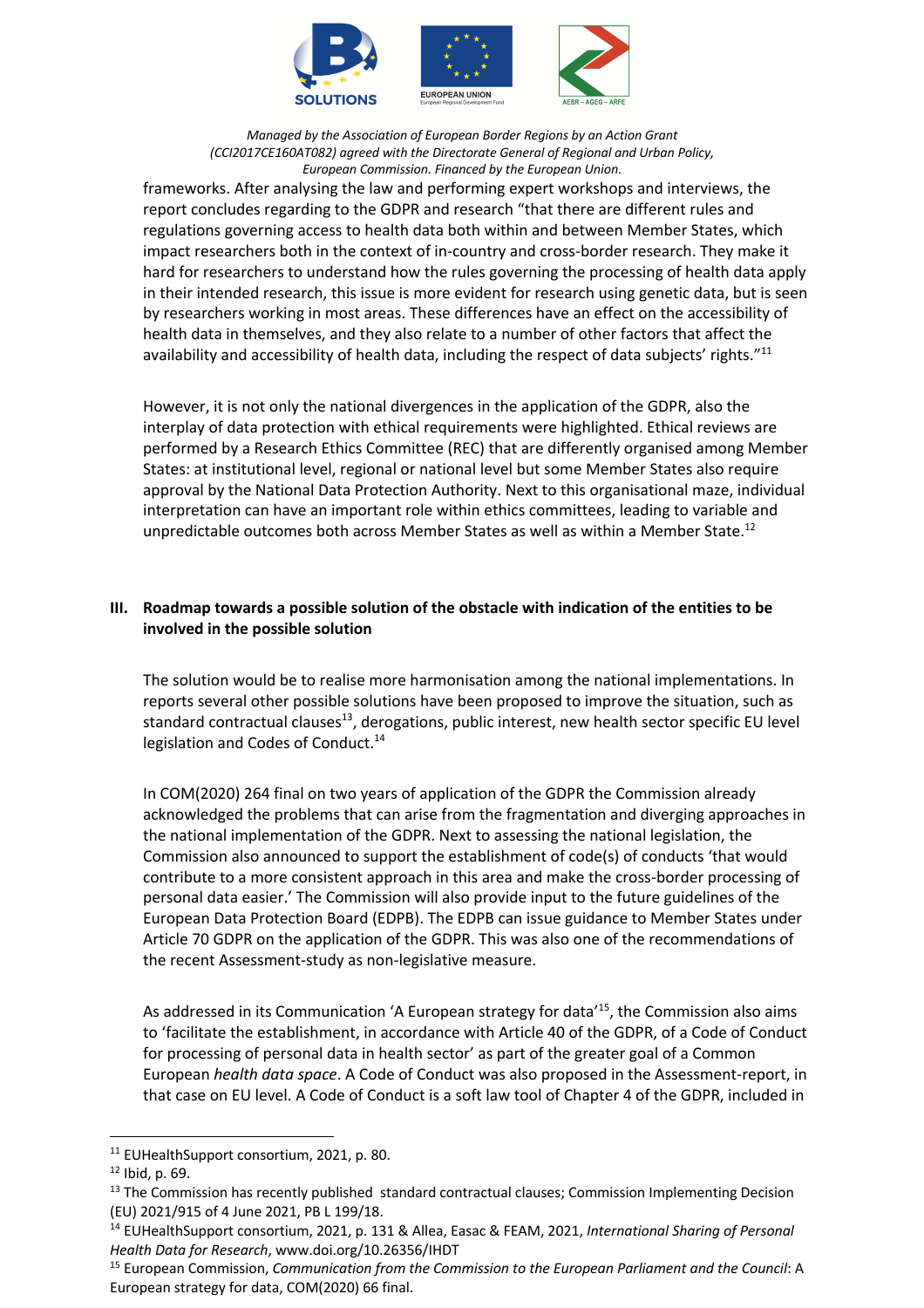frameworks. After analysing the law and performing expert workshops and interviews, the report concludes regarding to the GDPR and research "that there are different rules and regulations governing access to health data both within and between Member States, which impact researchers both in the context of in-country and cross-border research. They make it hard for researchers to understand how the rules governing the processing of health data apply in their intended research, this issue is more evident for research using genetic data, but is seen by researchers working in most areas. These differences have an effect on the accessibility of health data in themselves, and they also relate to a number of other factors that affect the availability and accessibility of health data, including the respect of data subjects' rights."[11]

However, it is not only the national divergences in the application of the GDPR, also the interplay of data protection with ethical requirements were highlighted. Ethical reviews are performed by a Research Ethics Committee (REC) that are differently organised among Member States: at institutional level, regional or national level but some Member States also require approval by the National Data Protection Authority. Next to this organisational maze, individual interpretation can have an important role within ethics committees, leading to variable and unpredictable outcomes both across Member States as well as within a Member State.[12]

## III. Roadmap towards a possible solution of the obstacle with indication of the entities to be involved in the possible solution

The solution would be to realise more harmonisation among the national implementations. In reports several other possible solutions have been proposed to improve the situation, such as standard contractual clauses[13], derogations, public interest, new health sector specific EU level legislation and Codes of Conduct.[14]

In COM(2020) 264 final on two years of application of the GDPR the Commission already acknowledged the problems that can arise from the fragmentation and diverging approaches in the national implementation of the GDPR. Next to assessing the national legislation, the Commission also announced to support the establishment of code(s) of conducts 'that would contribute to a more consistent approach in this area and make the cross-border processing of personal data easier.' The Commission will also provide input to the future guidelines of the European Data Protection Board (EDPB). The EDPB can issue guidance to Member States under Article 70 GDPR on the application of the GDPR. This was also one of the recommendations of the recent Assessment-study as non-legislative measure.

As addressed in its Communication 'A European strategy for data'[15], the Commission also aims to 'facilitate the establishment, in accordance with Article 40 of the GDPR, of a Code of Conduct for processing of personal data in health sector' as part of the greater goal of a Common European *health data space*. A Code of Conduct was also proposed in the Assessment-report, in that case on EU level. A Code of Conduct is a soft law tool of Chapter 4 of the GDPR, included in

---

[11] EUHealthSupport consortium, 2021, p. 80.

[12] Ibid, p. 69.

[13] The Commission has recently published standard contractual clauses; Commission Implementing Decision (EU) 2021/915 of 4 June 2021, PB L 199/18.

[14] EUHealthSupport consortium, 2021, p. 131 & Allea, Easac & FEAM, 2021, *International Sharing of Personal Health Data for Research*, www.doi.org/10.26356/IHDT

[15] European Commission, *Communication from the Commission to the European Parliament and the Council*: A European strategy for data, COM(2020) 66 final.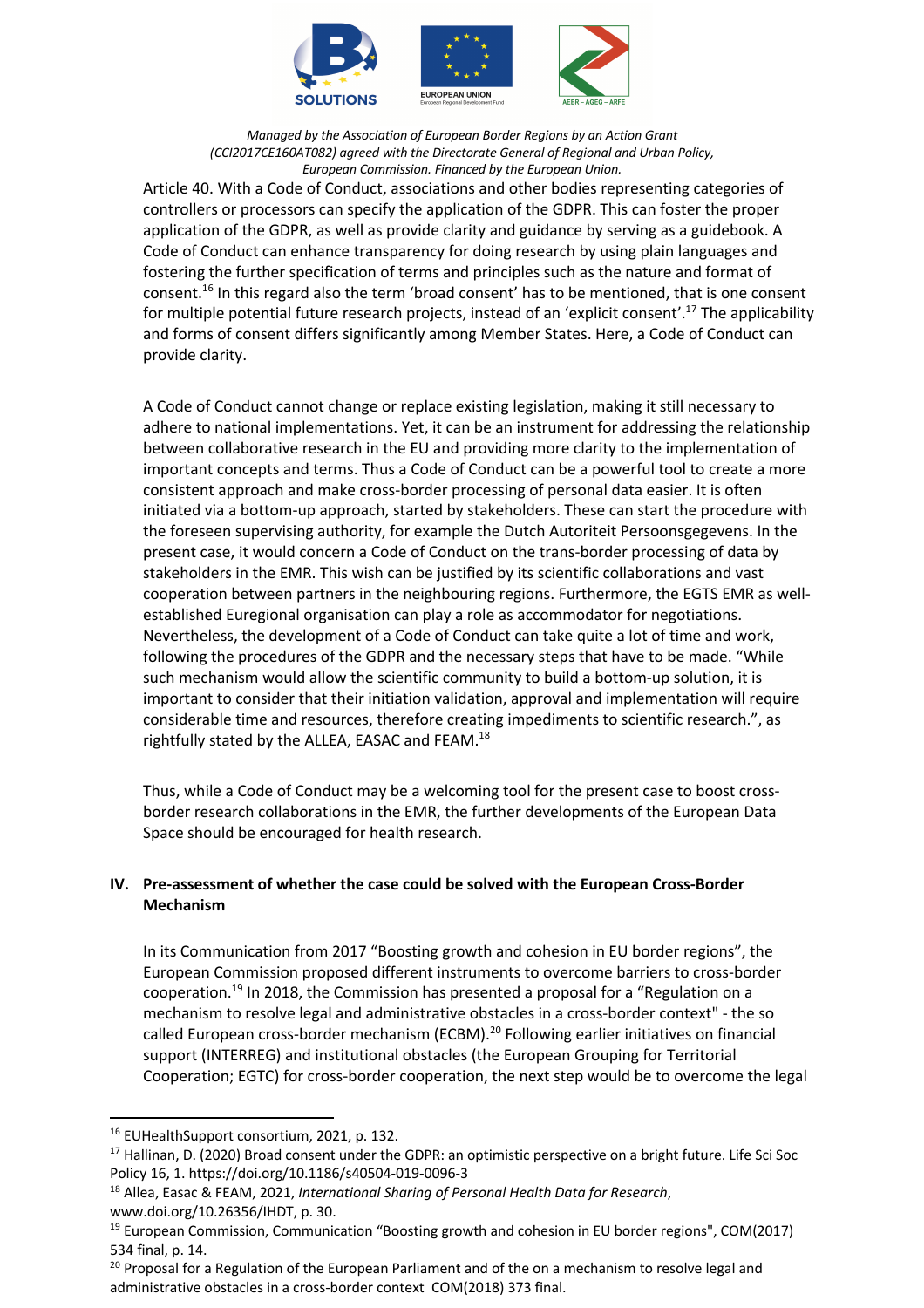Article 40. With a Code of Conduct, associations and other bodies representing categories of controllers or processors can specify the application of the GDPR. This can foster the proper application of the GDPR, as well as provide clarity and guidance by serving as a guidebook. A Code of Conduct can enhance transparency for doing research by using plain languages and fostering the further specification of terms and principles such as the nature and format of consent.[16] In this regard also the term 'broad consent' has to be mentioned, that is one consent for multiple potential future research projects, instead of an 'explicit consent'.[17] The applicability and forms of consent differs significantly among Member States. Here, a Code of Conduct can provide clarity.

A Code of Conduct cannot change or replace existing legislation, making it still necessary to adhere to national implementations. Yet, it can be an instrument for addressing the relationship between collaborative research in the EU and providing more clarity to the implementation of important concepts and terms. Thus a Code of Conduct can be a powerful tool to create a more consistent approach and make cross-border processing of personal data easier. It is often initiated via a bottom-up approach, started by stakeholders. These can start the procedure with the foreseen supervising authority, for example the Dutch Autoriteit Persoonsgegevens. In the present case, it would concern a Code of Conduct on the trans-border processing of data by stakeholders in the EMR. This wish can be justified by its scientific collaborations and vast cooperation between partners in the neighbouring regions. Furthermore, the EGTS EMR as well-established Euregional organisation can play a role as accommodator for negotiations. Nevertheless, the development of a Code of Conduct can take quite a lot of time and work, following the procedures of the GDPR and the necessary steps that have to be made. "While such mechanism would allow the scientific community to build a bottom-up solution, it is important to consider that their initiation validation, approval and implementation will require considerable time and resources, therefore creating impediments to scientific research.", as rightfully stated by the ALLEA, EASAC and FEAM.[18]

Thus, while a Code of Conduct may be a welcoming tool for the present case to boost cross-border research collaborations in the EMR, the further developments of the European Data Space should be encouraged for health research.

## IV. Pre-assessment of whether the case could be solved with the European Cross-Border Mechanism

In its Communication from 2017 "Boosting growth and cohesion in EU border regions", the European Commission proposed different instruments to overcome barriers to cross-border cooperation.[19] In 2018, the Commission has presented a proposal for a "Regulation on a mechanism to resolve legal and administrative obstacles in a cross-border context" - the so called European cross-border mechanism (ECBM).[20] Following earlier initiatives on financial support (INTERREG) and institutional obstacles (the European Grouping for Territorial Cooperation; EGTC) for cross-border cooperation, the next step would be to overcome the legal

---

[16] EUHealthSupport consortium, 2021, p. 132.

[17] Hallinan, D. (2020) Broad consent under the GDPR: an optimistic perspective on a bright future. Life Sci Soc Policy 16, 1. https://doi.org/10.1186/s40504-019-0096-3

[18] Allea, Easac & FEAM, 2021, *International Sharing of Personal Health Data for Research*, www.doi.org/10.26356/IHDT, p. 30.

[19] European Commission, Communication "Boosting growth and cohesion in EU border regions", COM(2017) 534 final, p. 14.

[20] Proposal for a Regulation of the European Parliament and of the on a mechanism to resolve legal and administrative obstacles in a cross-border context COM(2018) 373 final.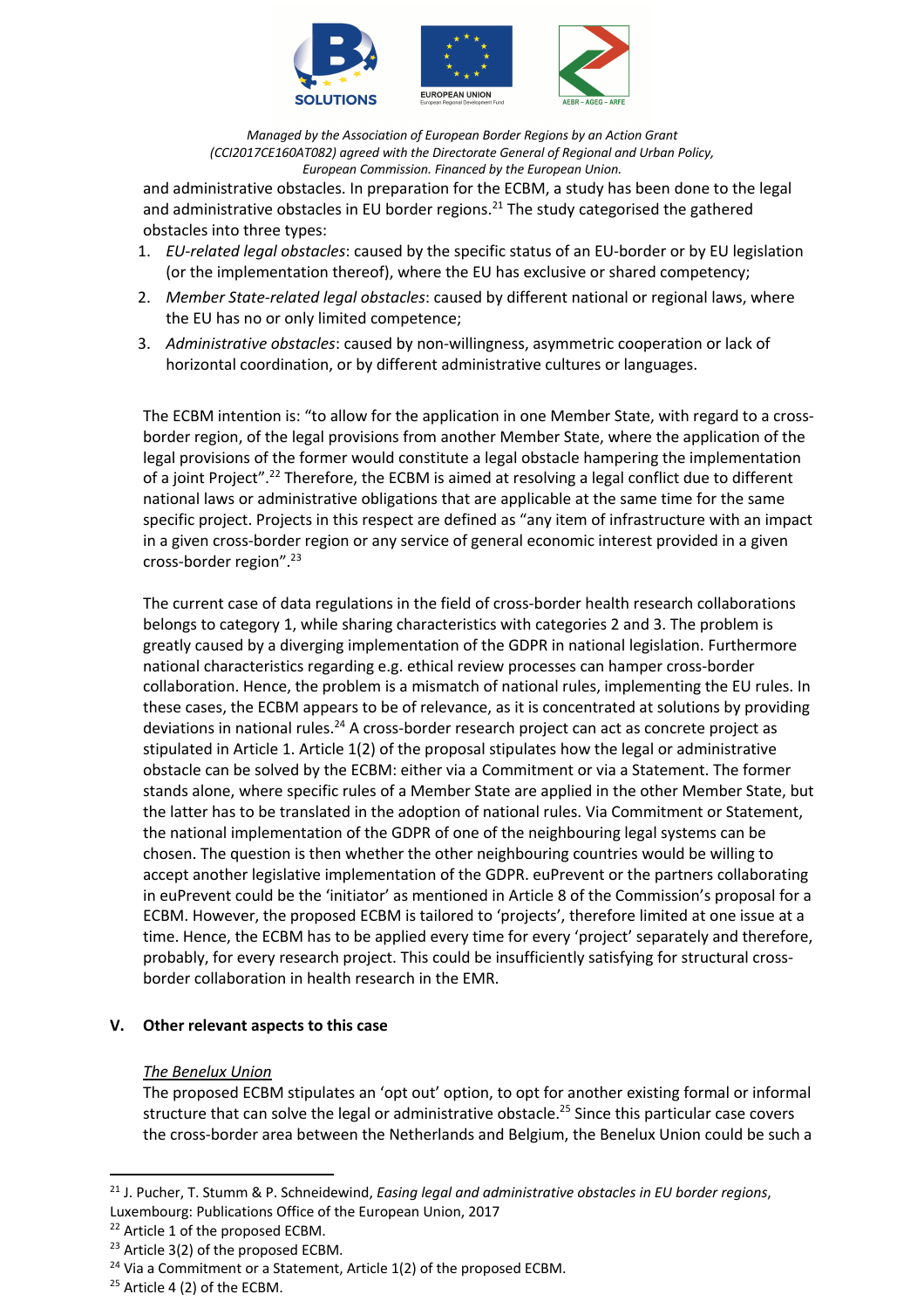and administrative obstacles. In preparation for the ECBM, a study has been done to the legal and administrative obstacles in EU border regions.[21] The study categorised the gathered obstacles into three types:

1. *EU-related legal obstacles*: caused by the specific status of an EU-border or by EU legislation (or the implementation thereof), where the EU has exclusive or shared competency;
2. *Member State-related legal obstacles*: caused by different national or regional laws, where the EU has no or only limited competence;
3. *Administrative obstacles*: caused by non-willingness, asymmetric cooperation or lack of horizontal coordination, or by different administrative cultures or languages.

The ECBM intention is: "to allow for the application in one Member State, with regard to a cross-border region, of the legal provisions from another Member State, where the application of the legal provisions of the former would constitute a legal obstacle hampering the implementation of a joint Project".[22] Therefore, the ECBM is aimed at resolving a legal conflict due to different national laws or administrative obligations that are applicable at the same time for the same specific project. Projects in this respect are defined as "any item of infrastructure with an impact in a given cross-border region or any service of general economic interest provided in a given cross-border region".[23]

The current case of data regulations in the field of cross-border health research collaborations belongs to category 1, while sharing characteristics with categories 2 and 3. The problem is greatly caused by a diverging implementation of the GDPR in national legislation. Furthermore national characteristics regarding e.g. ethical review processes can hamper cross-border collaboration. Hence, the problem is a mismatch of national rules, implementing the EU rules. In these cases, the ECBM appears to be of relevance, as it is concentrated at solutions by providing deviations in national rules.[24] A cross-border research project can act as concrete project as stipulated in Article 1. Article 1(2) of the proposal stipulates how the legal or administrative obstacle can be solved by the ECBM: either via a Commitment or via a Statement. The former stands alone, where specific rules of a Member State are applied in the other Member State, but the latter has to be translated in the adoption of national rules. Via Commitment or Statement, the national implementation of the GDPR of one of the neighbouring legal systems can be chosen. The question is then whether the other neighbouring countries would be willing to accept another legislative implementation of the GDPR. euPrevent or the partners collaborating in euPrevent could be the 'initiator' as mentioned in Article 8 of the Commission's proposal for a ECBM. However, the proposed ECBM is tailored to 'projects', therefore limited at one issue at a time. Hence, the ECBM has to be applied every time for every 'project' separately and therefore, probably, for every research project. This could be insufficiently satisfying for structural cross-border collaboration in health research in the EMR.

## V. Other relevant aspects to this case

### *The Benelux Union*

The proposed ECBM stipulates an 'opt out' option, to opt for another existing formal or informal structure that can solve the legal or administrative obstacle.[25] Since this particular case covers the cross-border area between the Netherlands and Belgium, the Benelux Union could be such a

---

[21] J. Pucher, T. Stumm & P. Schneidewind, *Easing legal and administrative obstacles in EU border regions*, Luxembourg: Publications Office of the European Union, 2017

[22] Article 1 of the proposed ECBM.

[23] Article 3(2) of the proposed ECBM.

[24] Via a Commitment or a Statement, Article 1(2) of the proposed ECBM.

[25] Article 4 (2) of the ECBM.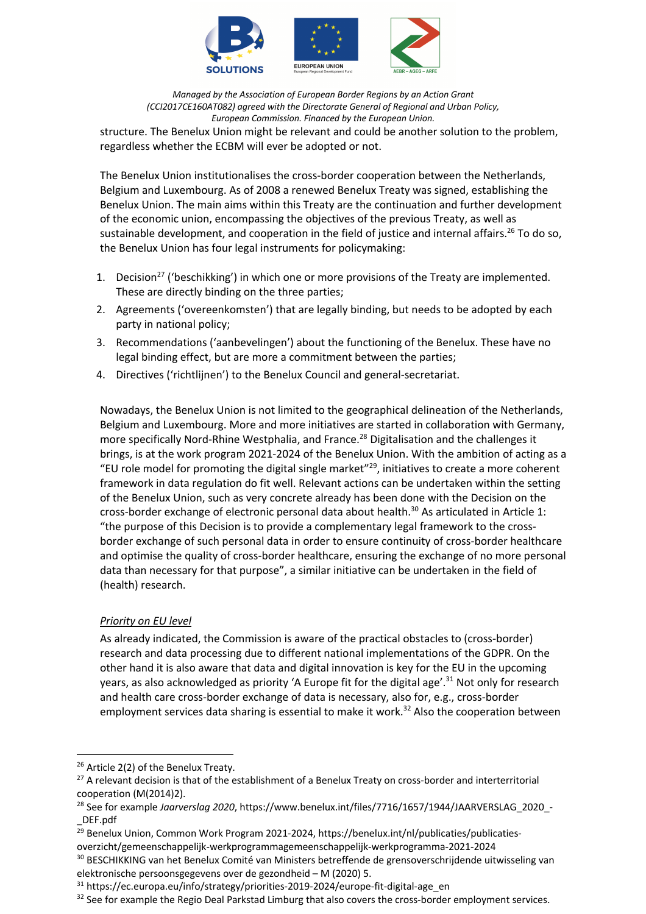structure. The Benelux Union might be relevant and could be another solution to the problem, regardless whether the ECBM will ever be adopted or not.

The Benelux Union institutionalises the cross-border cooperation between the Netherlands, Belgium and Luxembourg. As of 2008 a renewed Benelux Treaty was signed, establishing the Benelux Union. The main aims within this Treaty are the continuation and further development of the economic union, encompassing the objectives of the previous Treaty, as well as sustainable development, and cooperation in the field of justice and internal affairs.[26] To do so, the Benelux Union has four legal instruments for policymaking:

1. Decision[27] ('beschikking') in which one or more provisions of the Treaty are implemented. These are directly binding on the three parties;
2. Agreements ('overeenkomsten') that are legally binding, but needs to be adopted by each party in national policy;
3. Recommendations ('aanbevelingen') about the functioning of the Benelux. These have no legal binding effect, but are more a commitment between the parties;
4. Directives ('richtlijnen') to the Benelux Council and general-secretariat.

Nowadays, the Benelux Union is not limited to the geographical delineation of the Netherlands, Belgium and Luxembourg. More and more initiatives are started in collaboration with Germany, more specifically Nord-Rhine Westphalia, and France.[28] Digitalisation and the challenges it brings, is at the work program 2021-2024 of the Benelux Union. With the ambition of acting as a "EU role model for promoting the digital single market"[29], initiatives to create a more coherent framework in data regulation do fit well. Relevant actions can be undertaken within the setting of the Benelux Union, such as very concrete already has been done with the Decision on the cross-border exchange of electronic personal data about health.[30] As articulated in Article 1: "the purpose of this Decision is to provide a complementary legal framework to the cross-border exchange of such personal data in order to ensure continuity of cross-border healthcare and optimise the quality of cross-border healthcare, ensuring the exchange of no more personal data than necessary for that purpose", a similar initiative can be undertaken in the field of (health) research.

*Priority on EU level*

As already indicated, the Commission is aware of the practical obstacles to (cross-border) research and data processing due to different national implementations of the GDPR. On the other hand it is also aware that data and digital innovation is key for the EU in the upcoming years, as also acknowledged as priority 'A Europe fit for the digital age'.[31] Not only for research and health care cross-border exchange of data is necessary, also for, e.g., cross-border employment services data sharing is essential to make it work.[32] Also the cooperation between

---

[26] Article 2(2) of the Benelux Treaty.

[27] A relevant decision is that of the establishment of a Benelux Treaty on cross-border and interterritorial cooperation (M(2014)2).

[28] See for example *Jaarverslag 2020*, https://www.benelux.int/files/7716/1657/1944/JAARVERSLAG_2020_-_DEF.pdf

[29] Benelux Union, Common Work Program 2021-2024, https://benelux.int/nl/publicaties/publicaties-overzicht/gemeenschappelijk-werkprogrammagemeenschappelijk-werkprogramma-2021-2024

[30] BESCHIKKING van het Benelux Comité van Ministers betreffende de grensoverschrijdende uitwisseling van elektronische persoonsgegevens over de gezondheid – M (2020) 5.

[31] https://ec.europa.eu/info/strategy/priorities-2019-2024/europe-fit-digital-age_en

[32] See for example the Regio Deal Parkstad Limburg that also covers the cross-border employment services.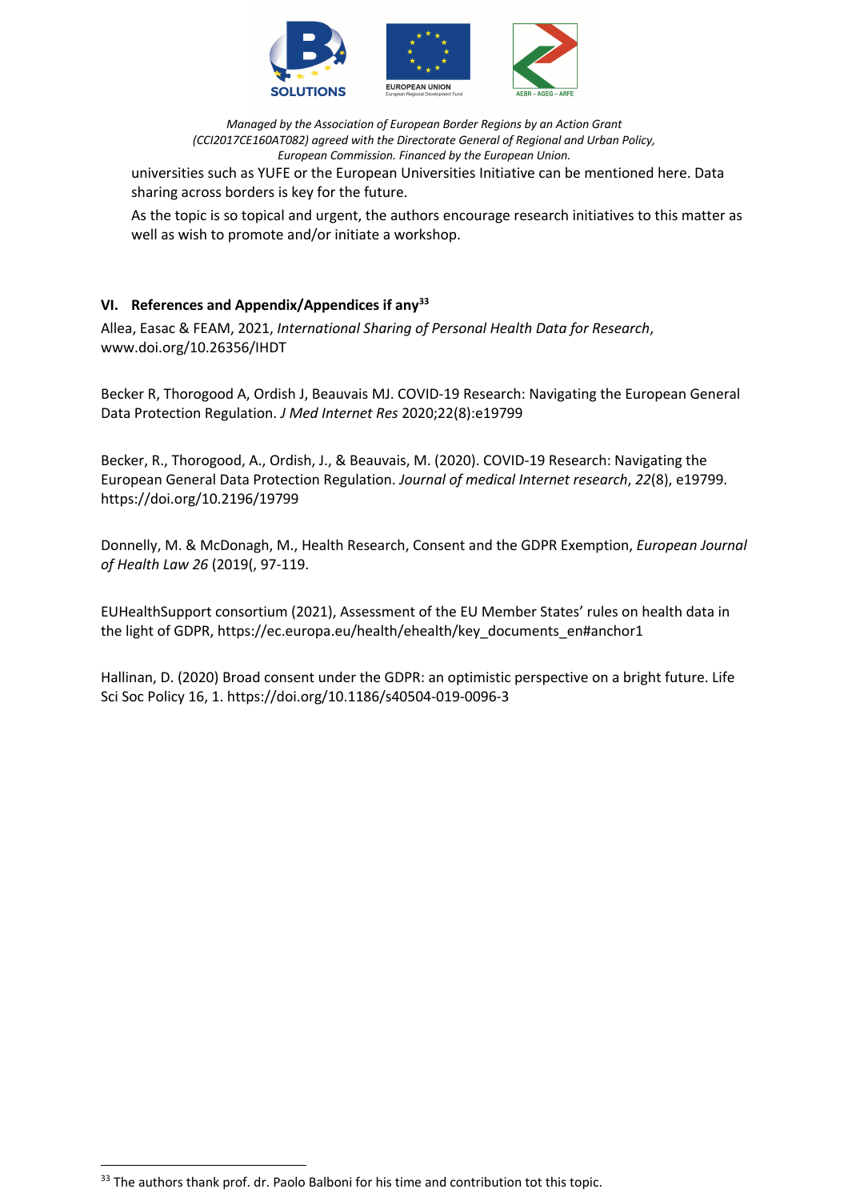universities such as YUFE or the European Universities Initiative can be mentioned here. Data sharing across borders is key for the future.

As the topic is so topical and urgent, the authors encourage research initiatives to this matter as well as wish to promote and/or initiate a workshop.

## VI. References and Appendix/Appendices if any[33]

Allea, Easac & FEAM, 2021, *International Sharing of Personal Health Data for Research*, www.doi.org/10.26356/IHDT

Becker R, Thorogood A, Ordish J, Beauvais MJ. COVID-19 Research: Navigating the European General Data Protection Regulation. *J Med Internet Res* 2020;22(8):e19799

Becker, R., Thorogood, A., Ordish, J., & Beauvais, M. (2020). COVID-19 Research: Navigating the European General Data Protection Regulation. *Journal of medical Internet research*, *22*(8), e19799. https://doi.org/10.2196/19799

Donnelly, M. & McDonagh, M., Health Research, Consent and the GDPR Exemption, *European Journal of Health Law 26* (2019(, 97-119.

EUHealthSupport consortium (2021), Assessment of the EU Member States' rules on health data in the light of GDPR, https://ec.europa.eu/health/ehealth/key_documents_en#anchor1

Hallinan, D. (2020) Broad consent under the GDPR: an optimistic perspective on a bright future. Life Sci Soc Policy 16, 1. https://doi.org/10.1186/s40504-019-0096-3

---

[33] The authors thank prof. dr. Paolo Balboni for his time and contribution tot this topic.